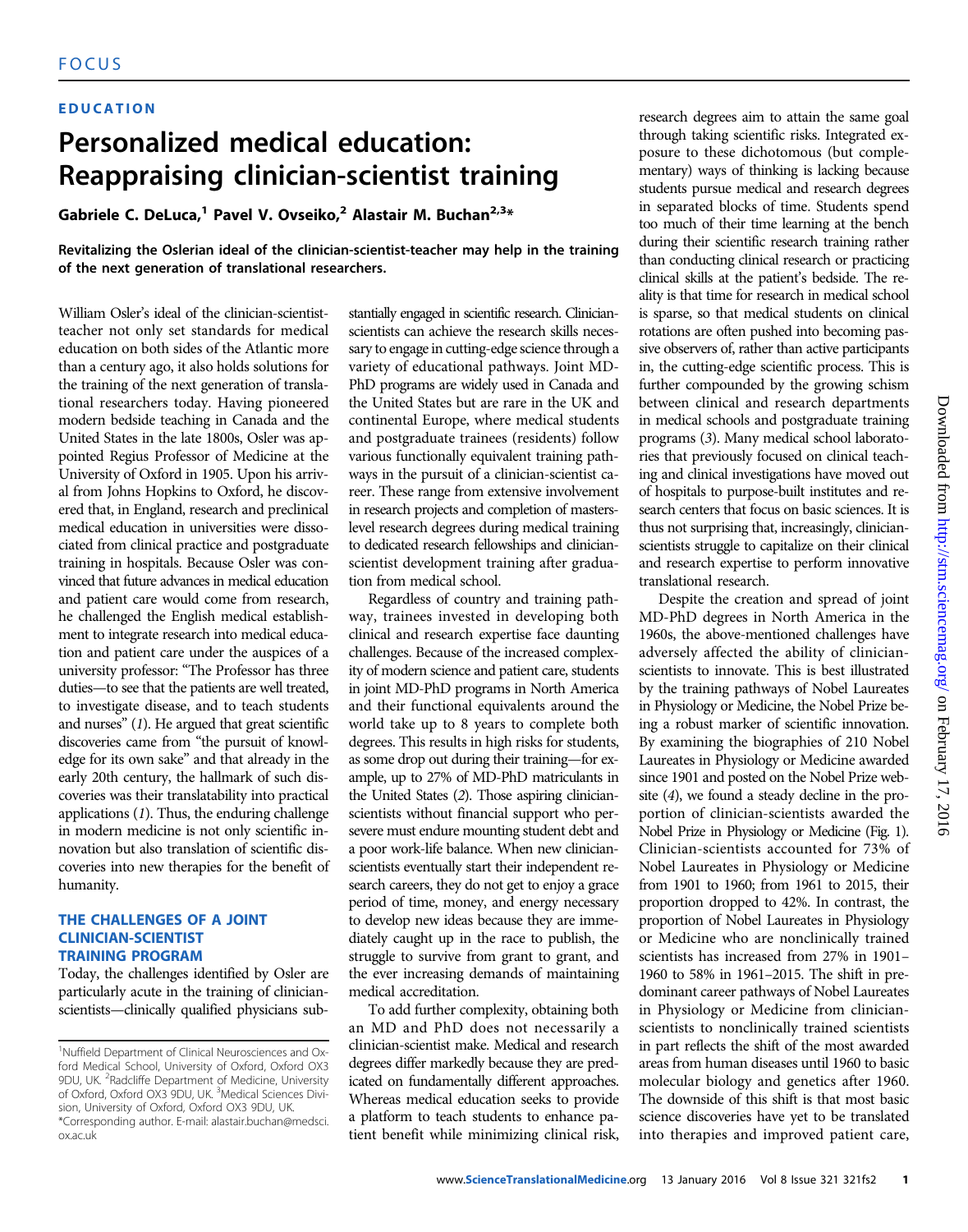FOCUS

EDUCATION

# Personalized medical education: Reappraising clinician-scientist training

**Gabriele C. DeLuca,[1] Pavel V. Ovseiko,[2] Alastair M. Buchan[2,3]***

**Revitalizing the Oslerian ideal of the clinician-scientist-teacher may help in the training of the next generation of translational researchers.**

William Osler's ideal of the clinician-scientist-teacher not only set standards for medical education on both sides of the Atlantic more than a century ago, it also holds solutions for the training of the next generation of translational researchers today. Having pioneered modern bedside teaching in Canada and the United States in the late 1800s, Osler was appointed Regius Professor of Medicine at the University of Oxford in 1905. Upon his arrival from Johns Hopkins to Oxford, he discovered that, in England, research and preclinical medical education in universities were dissociated from clinical practice and postgraduate training in hospitals. Because Osler was convinced that future advances in medical education and patient care would come from research, he challenged the English medical establishment to integrate research into medical education and patient care under the auspices of a university professor: "The Professor has three duties—to see that the patients are well treated, to investigate disease, and to teach students and nurses" (1). He argued that great scientific discoveries came from "the pursuit of knowledge for its own sake" and that already in the early 20th century, the hallmark of such discoveries was their translatability into practical applications (1). Thus, the enduring challenge in modern medicine is not only scientific innovation but also translation of scientific discoveries into new therapies for the benefit of humanity.

## THE CHALLENGES OF A JOINT CLINICIAN-SCIENTIST TRAINING PROGRAM

Today, the challenges identified by Osler are particularly acute in the training of clinician-scientists—clinically qualified physicians substantially engaged in scientific research. Clinician-scientists can achieve the research skills necessary to engage in cutting-edge science through a variety of educational pathways. Joint MD-PhD programs are widely used in Canada and the United States but are rare in the UK and continental Europe, where medical students and postgraduate trainees (residents) follow various functionally equivalent training pathways in the pursuit of a clinician-scientist career. These range from extensive involvement in research projects and completion of masters-level research degrees during medical training to dedicated research fellowships and clinician-scientist development training after graduation from medical school.

Regardless of country and training pathway, trainees invested in developing both clinical and research expertise face daunting challenges. Because of the increased complexity of modern science and patient care, students in joint MD-PhD programs in North America and their functional equivalents around the world take up to 8 years to complete both degrees. This results in high risks for students, as some drop out during their training—for example, up to 27% of MD-PhD matriculants in the United States (2). Those aspiring clinician-scientists without financial support who persevere must endure mounting student debt and a poor work-life balance. When new clinician-scientists eventually start their independent research careers, they do not get to enjoy a grace period of time, money, and energy necessary to develop new ideas because they are immediately caught up in the race to publish, the struggle to survive from grant to grant, and the ever increasing demands of maintaining medical accreditation.

To add further complexity, obtaining both an MD and PhD does not necessarily a clinician-scientist make. Medical and research degrees differ markedly because they are predicated on fundamentally different approaches. Whereas medical education seeks to provide a platform to teach students to enhance patient benefit while minimizing clinical risk, research degrees aim to attain the same goal through taking scientific risks. Integrated exposure to these dichotomous (but complementary) ways of thinking is lacking because students pursue medical and research degrees in separated blocks of time. Students spend too much of their time learning at the bench during their scientific research training rather than conducting clinical research or practicing clinical skills at the patient's bedside. The reality is that time for research in medical school is sparse, so that medical students on clinical rotations are often pushed into becoming passive observers of, rather than active participants in, the cutting-edge scientific process. This is further compounded by the growing schism between clinical and research departments in medical schools and postgraduate training programs (3). Many medical school laboratories that previously focused on clinical teaching and clinical investigations have moved out of hospitals to purpose-built institutes and research centers that focus on basic sciences. It is thus not surprising that, increasingly, clinician-scientists struggle to capitalize on their clinical and research expertise to perform innovative translational research.

Despite the creation and spread of joint MD-PhD degrees in North America in the 1960s, the above-mentioned challenges have adversely affected the ability of clinician-scientists to innovate. This is best illustrated by the training pathways of Nobel Laureates in Physiology or Medicine, the Nobel Prize being a robust marker of scientific innovation. By examining the biographies of 210 Nobel Laureates in Physiology or Medicine awarded since 1901 and posted on the Nobel Prize website (4), we found a steady decline in the proportion of clinician-scientists awarded the Nobel Prize in Physiology or Medicine (Fig. 1). Clinician-scientists accounted for 73% of Nobel Laureates in Physiology or Medicine from 1901 to 1960; from 1961 to 2015, their proportion dropped to 42%. In contrast, the proportion of Nobel Laureates in Physiology or Medicine who are nonclinically trained scientists has increased from 27% in 1901–1960 to 58% in 1961–2015. The shift in predominant career pathways of Nobel Laureates in Physiology or Medicine from clinician-scientists to nonclinically trained scientists in part reflects the shift of the most awarded areas from human diseases until 1960 to basic molecular biology and genetics after 1960. The downside of this shift is that most basic science discoveries have yet to be translated into therapies and improved patient care,

[1]Nuffield Department of Clinical Neurosciences and Oxford Medical School, University of Oxford, Oxford OX3 9DU, UK. [2]Radcliffe Department of Medicine, University of Oxford, Oxford OX3 9DU, UK. [3]Medical Sciences Division, University of Oxford, Oxford OX3 9DU, UK.
*Corresponding author. E-mail: alastair.buchan@medsci.ox.ac.uk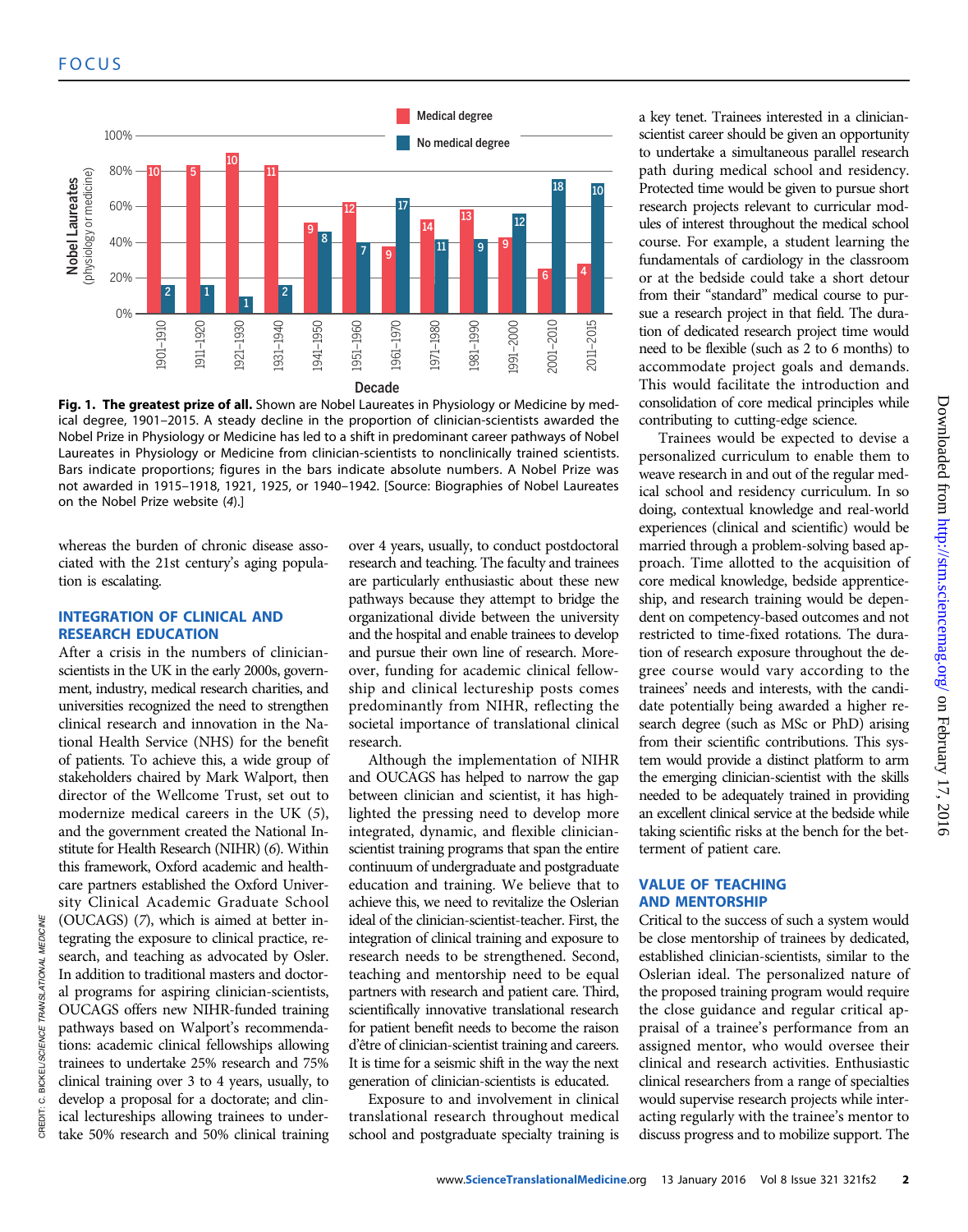Medical degree

No medical degree

100%

80%

60%

40%

20%

0%

Nobel Laureates (physiology or medicine)

10 2 5 1 10 1 11 2 9 8 12 7 9 17 14 11 13 9 9 12 6 18 4 10

1901–1910 1911–1920 1921–1930 1931–1940 1941–1950 1951–1960 1961–1970 1971–1980 1981–1990 1991–2000 2001–2010 2011–2015

Decade

**Fig. 1. The greatest prize of all.** Shown are Nobel Laureates in Physiology or Medicine by medical degree, 1901–2015. A steady decline in the proportion of clinician-scientists awarded the Nobel Prize in Physiology or Medicine has led to a shift in predominant career pathways of Nobel Laureates in Physiology or Medicine from clinician-scientists to nonclinically trained scientists. Bars indicate proportions; figures in the bars indicate absolute numbers. A Nobel Prize was not awarded in 1915–1918, 1921, 1925, or 1940–1942. [Source: Biographies of Nobel Laureates on the Nobel Prize website (4).]

whereas the burden of chronic disease associated with the 21st century's aging population is escalating.

## INTEGRATION OF CLINICAL AND RESEARCH EDUCATION

After a crisis in the numbers of clinician-scientists in the UK in the early 2000s, government, industry, medical research charities, and universities recognized the need to strengthen clinical research and innovation in the National Health Service (NHS) for the benefit of patients. To achieve this, a wide group of stakeholders chaired by Mark Walport, then director of the Wellcome Trust, set out to modernize medical careers in the UK (5), and the government created the National Institute for Health Research (NIHR) (6). Within this framework, Oxford academic and healthcare partners established the Oxford University Clinical Academic Graduate School (OUCAGS) (7), which is aimed at better integrating the exposure to clinical practice, research, and teaching as advocated by Osler. In addition to traditional masters and doctoral programs for aspiring clinician-scientists, OUCAGS offers new NIHR-funded training pathways based on Walport's recommendations: academic clinical fellowships allowing trainees to undertake 25% research and 75% clinical training over 3 to 4 years, usually, to develop a proposal for a doctorate; and clinical lectureships allowing trainees to undertake 50% research and 50% clinical training over 4 years, usually, to conduct postdoctoral research and teaching. The faculty and trainees are particularly enthusiastic about these new pathways because they attempt to bridge the organizational divide between the university and the hospital and enable trainees to develop and pursue their own line of research. Moreover, funding for academic clinical fellowship and clinical lectureship posts comes predominantly from NIHR, reflecting the societal importance of translational clinical research.

Although the implementation of NIHR and OUCAGS has helped to narrow the gap between clinician and scientist, it has highlighted the pressing need to develop more integrated, dynamic, and flexible clinician-scientist training programs that span the entire continuum of undergraduate and postgraduate education and training. We believe that to achieve this, we need to revitalize the Oslerian ideal of the clinician-scientist-teacher. First, the integration of clinical training and exposure to research needs to be strengthened. Second, teaching and mentorship need to be equal partners with research and patient care. Third, scientifically innovative translational research for patient benefit needs to become the raison d'être of clinician-scientist training and careers. It is time for a seismic shift in the way the next generation of clinician-scientists is educated.

Exposure to and involvement in clinical translational research throughout medical school and postgraduate specialty training is a key tenet. Trainees interested in a clinician-scientist career should be given an opportunity to undertake a simultaneous parallel research path during medical school and residency. Protected time would be given to pursue short research projects relevant to curricular modules of interest throughout the medical school course. For example, a student learning the fundamentals of cardiology in the classroom or at the bedside could take a short detour from their "standard" medical course to pursue a research project in that field. The duration of dedicated research project time would need to be flexible (such as 2 to 6 months) to accommodate project goals and demands. This would facilitate the introduction and consolidation of core medical principles while contributing to cutting-edge science.

Trainees would be expected to devise a personalized curriculum to enable them to weave research in and out of the regular medical school and residency curriculum. In so doing, contextual knowledge and real-world experiences (clinical and scientific) would be married through a problem-solving based approach. Time allotted to the acquisition of core medical knowledge, bedside apprenticeship, and research training would be dependent on competency-based outcomes and not restricted to time-fixed rotations. The duration of research exposure throughout the degree course would vary according to the trainees' needs and interests, with the candidate potentially being awarded a higher research degree (such as MSc or PhD) arising from their scientific contributions. This system would provide a distinct platform to arm the emerging clinician-scientist with the skills needed to be adequately trained in providing an excellent clinical service at the bedside while taking scientific risks at the bench for the betterment of patient care.

## VALUE OF TEACHING AND MENTORSHIP

Critical to the success of such a system would be close mentorship of trainees by dedicated, established clinician-scientists, similar to the Oslerian ideal. The personalized nature of the proposed training program would require the close guidance and regular critical appraisal of a trainee's performance from an assigned mentor, who would oversee their clinical and research activities. Enthusiastic clinical researchers from a range of specialties would supervise research projects while interacting regularly with the trainee's mentor to discuss progress and to mobilize support. The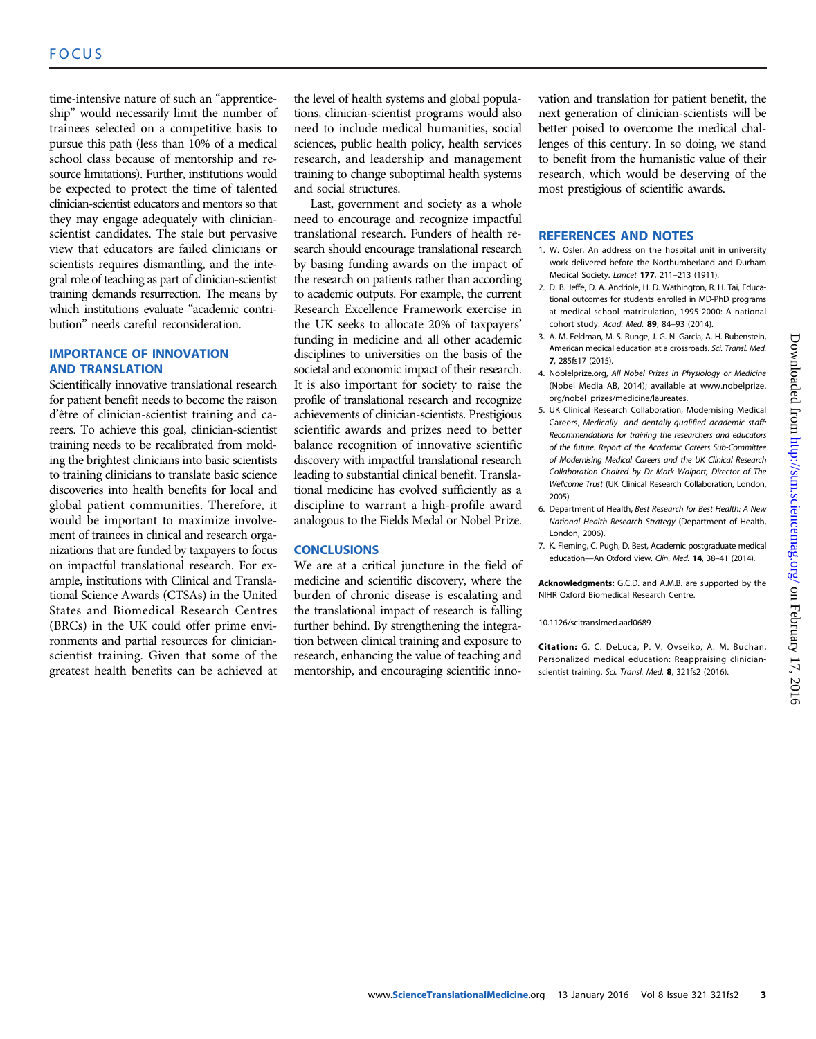time-intensive nature of such an "apprenticeship" would necessarily limit the number of trainees selected on a competitive basis to pursue this path (less than 10% of a medical school class because of mentorship and resource limitations). Further, institutions would be expected to protect the time of talented clinician-scientist educators and mentors so that they may engage adequately with clinician-scientist candidates. The stale but pervasive view that educators are failed clinicians or scientists requires dismantling, and the integral role of teaching as part of clinician-scientist training demands resurrection. The means by which institutions evaluate "academic contribution" needs careful reconsideration.

## IMPORTANCE OF INNOVATION AND TRANSLATION

Scientifically innovative translational research for patient benefit needs to become the raison d'être of clinician-scientist training and careers. To achieve this goal, clinician-scientist training needs to be recalibrated from molding the brightest clinicians into basic scientists to training clinicians to translate basic science discoveries into health benefits for local and global patient communities. Therefore, it would be important to maximize involvement of trainees in clinical and research organizations that are funded by taxpayers to focus on impactful translational research. For example, institutions with Clinical and Translational Science Awards (CTSAs) in the United States and Biomedical Research Centres (BRCs) in the UK could offer prime environments and partial resources for clinician-scientist training. Given that some of the greatest health benefits can be achieved at the level of health systems and global populations, clinician-scientist programs would also need to include medical humanities, social sciences, public health policy, health services research, and leadership and management training to change suboptimal health systems and social structures.

Last, government and society as a whole need to encourage and recognize impactful translational research. Funders of health research should encourage translational research by basing funding awards on the impact of the research on patients rather than according to academic outputs. For example, the current Research Excellence Framework exercise in the UK seeks to allocate 20% of taxpayers' funding in medicine and all other academic disciplines to universities on the basis of the societal and economic impact of their research. It is also important for society to raise the profile of translational research and recognize achievements of clinician-scientists. Prestigious scientific awards and prizes need to better balance recognition of innovative scientific discovery with impactful translational research leading to substantial clinical benefit. Translational medicine has evolved sufficiently as a discipline to warrant a high-profile award analogous to the Fields Medal or Nobel Prize.

## CONCLUSIONS

We are at a critical juncture in the field of medicine and scientific discovery, where the burden of chronic disease is escalating and the translational impact of research is falling further behind. By strengthening the integration between clinical training and exposure to research, enhancing the value of teaching and mentorship, and encouraging scientific innovation and translation for patient benefit, the next generation of clinician-scientists will be better poised to overcome the medical challenges of this century. In so doing, we stand to benefit from the humanistic value of their research, which would be deserving of the most prestigious of scientific awards.

## REFERENCES AND NOTES

1. W. Osler, An address on the hospital unit in university work delivered before the Northumberland and Durham Medical Society. *Lancet* **177**, 211–213 (1911).
2. D. B. Jeffe, D. A. Andriole, H. D. Wathington, R. H. Tai, Educational outcomes for students enrolled in MD-PhD programs at medical school matriculation, 1995-2000: A national cohort study. *Acad. Med.* **89**, 84–93 (2014).
3. A. M. Feldman, M. S. Runge, J. G. N. Garcia, A. H. Rubenstein, American medical education at a crossroads. *Sci. Transl. Med.* **7**, 285fs17 (2015).
4. Noblelprize.org, *All Nobel Prizes in Physiology or Medicine* (Nobel Media AB, 2014); available at www.nobelprize.org/nobel_prizes/medicine/laureates.
5. UK Clinical Research Collaboration, Modernising Medical Careers, *Medically- and dentally-qualified academic staff: Recommendations for training the researchers and educators of the future. Report of the Academic Careers Sub-Committee of Modernising Medical Careers and the UK Clinical Research Collaboration Chaired by Dr Mark Walport, Director of The Wellcome Trust* (UK Clinical Research Collaboration, London, 2005).
6. Department of Health, *Best Research for Best Health: A New National Health Research Strategy* (Department of Health, London, 2006).
7. K. Fleming, C. Pugh, D. Best, Academic postgraduate medical education—An Oxford view. *Clin. Med.* **14**, 38–41 (2014).

**Acknowledgments:** G.C.D. and A.M.B. are supported by the NIHR Oxford Biomedical Research Centre.

10.1126/scitranslmed.aad0689

**Citation:** G. C. DeLuca, P. V. Ovseiko, A. M. Buchan, Personalized medical education: Reappraising clinician-scientist training. *Sci. Transl. Med.* **8**, 321fs2 (2016).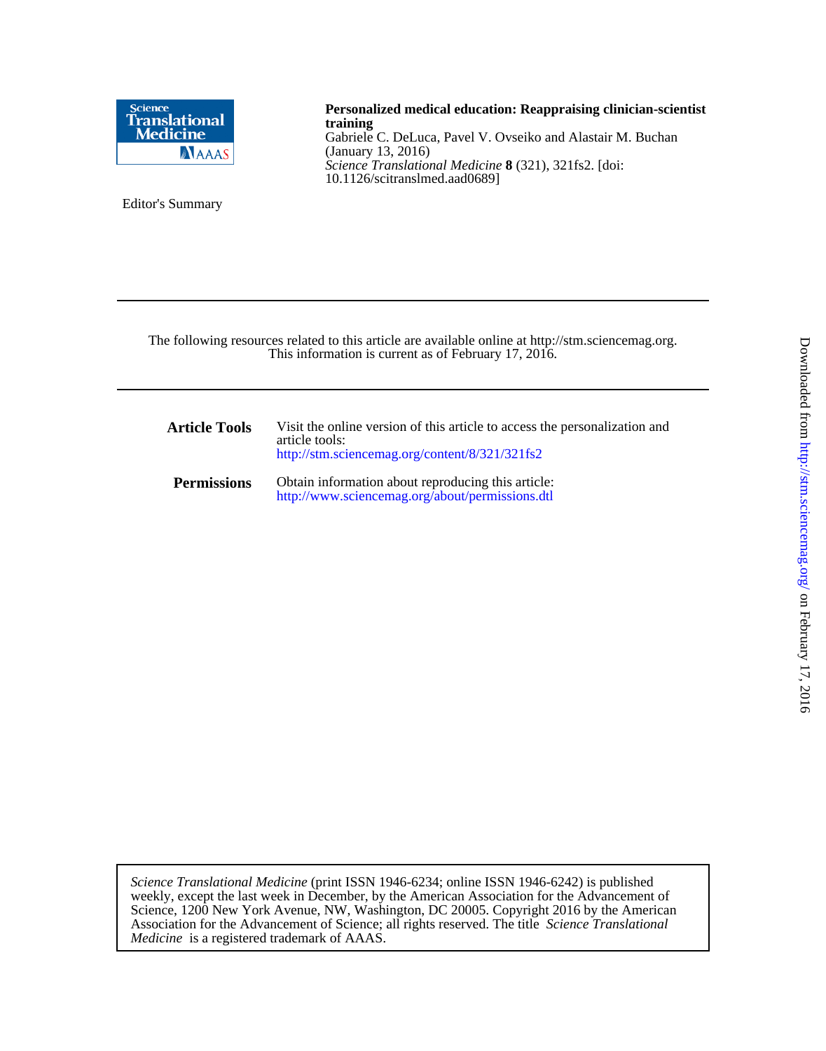**Personalized medical education: Reappraising clinician-scientist training**
Gabriele C. DeLuca, Pavel V. Ovseiko and Alastair M. Buchan
(January 13, 2016)
*Science Translational Medicine* **8** (321), 321fs2. [doi: 10.1126/scitranslmed.aad0689]

Editor's Summary

---

The following resources related to this article are available online at http://stm.sciencemag.org.
This information is current as of February 17, 2016.

---

| | |
|---|---|
| **Article Tools** | Visit the online version of this article to access the personalization and article tools: http://stm.sciencemag.org/content/8/321/321fs2 |
| **Permissions** | Obtain information about reproducing this article: http://www.sciencemag.org/about/permissions.dtl |

*Science Translational Medicine* (print ISSN 1946-6234; online ISSN 1946-6242) is published weekly, except the last week in December, by the American Association for the Advancement of Science, 1200 New York Avenue, NW, Washington, DC 20005. Copyright 2016 by the American Association for the Advancement of Science; all rights reserved. The title *Science Translational Medicine* is a registered trademark of AAAS.